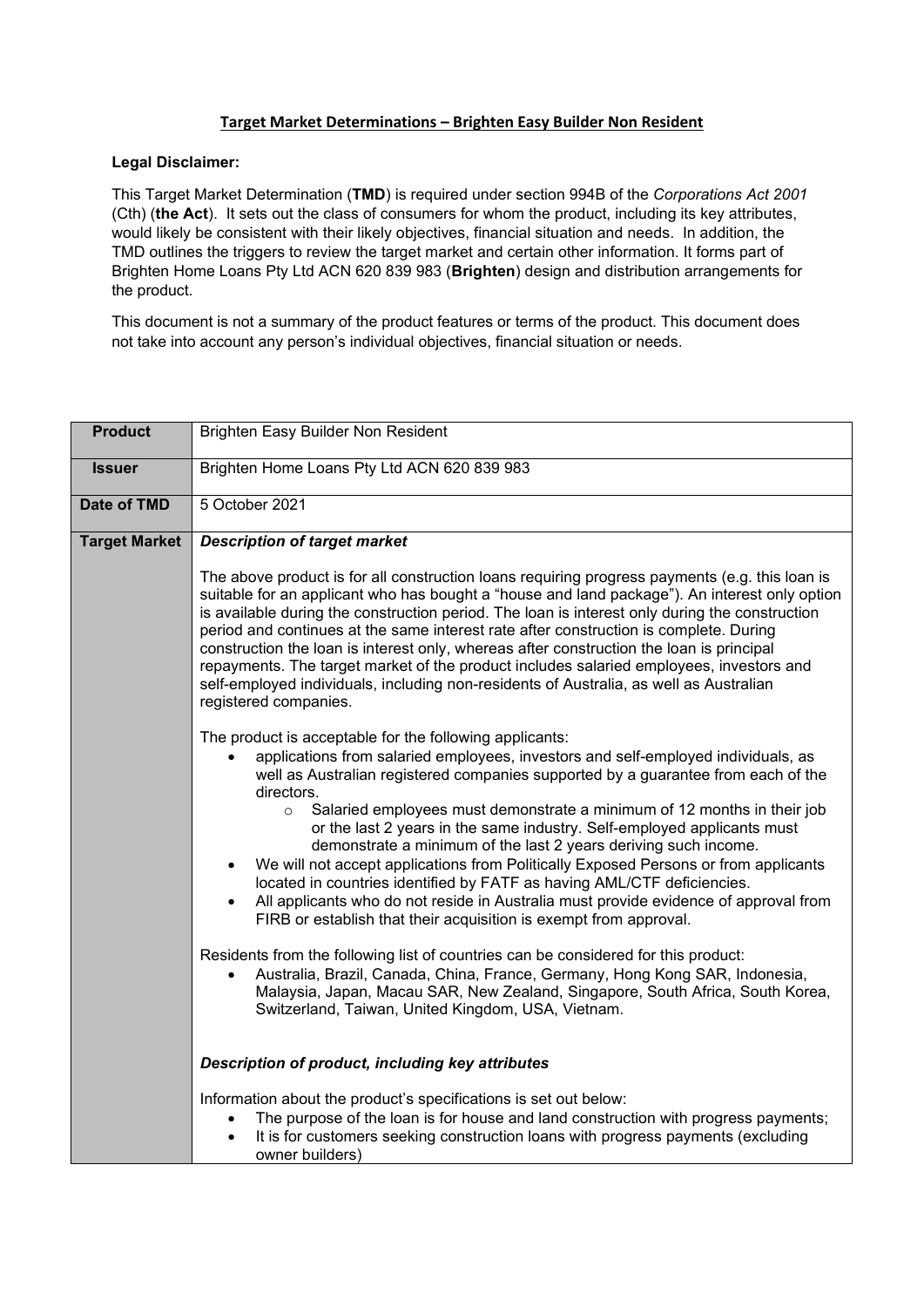# Target Market Determinations – Brighten Easy Builder Non Resident

**Legal Disclaimer:**

This Target Market Determination (**TMD**) is required under section 994B of the *Corporations Act 2001* (Cth) (**the Act**). It sets out the class of consumers for whom the product, including its key attributes, would likely be consistent with their likely objectives, financial situation and needs. In addition, the TMD outlines the triggers to review the target market and certain other information. It forms part of Brighten Home Loans Pty Ltd ACN 620 839 983 (**Brighten**) design and distribution arrangements for the product.

This document is not a summary of the product features or terms of the product. This document does not take into account any person's individual objectives, financial situation or needs.

| **Product** | Brighten Easy Builder Non Resident |
|---|---|
| **Issuer** | Brighten Home Loans Pty Ltd ACN 620 839 983 |
| **Date of TMD** | 5 October 2021 |
| **Target Market** | ***Description of target market*** <br><br> The above product is for all construction loans requiring progress payments (e.g. this loan is suitable for an applicant who has bought a "house and land package"). An interest only option is available during the construction period. The loan is interest only during the construction period and continues at the same interest rate after construction is complete. During construction the loan is interest only, whereas after construction the loan is principal repayments. The target market of the product includes salaried employees, investors and self-employed individuals, including non-residents of Australia, as well as Australian registered companies. <br><br> The product is acceptable for the following applicants: <br> • applications from salaried employees, investors and self-employed individuals, as well as Australian registered companies supported by a guarantee from each of the directors. <br> &nbsp;&nbsp;&nbsp;&nbsp;○ Salaried employees must demonstrate a minimum of 12 months in their job or the last 2 years in the same industry. Self-employed applicants must demonstrate a minimum of the last 2 years deriving such income. <br> • We will not accept applications from Politically Exposed Persons or from applicants located in countries identified by FATF as having AML/CTF deficiencies. <br> • All applicants who do not reside in Australia must provide evidence of approval from FIRB or establish that their acquisition is exempt from approval. <br><br> Residents from the following list of countries can be considered for this product: <br> • Australia, Brazil, Canada, China, France, Germany, Hong Kong SAR, Indonesia, Malaysia, Japan, Macau SAR, New Zealand, Singapore, South Africa, South Korea, Switzerland, Taiwan, United Kingdom, USA, Vietnam. <br><br> ***Description of product, including key attributes*** <br><br> Information about the product's specifications is set out below: <br> • The purpose of the loan is for house and land construction with progress payments; <br> • It is for customers seeking construction loans with progress payments (excluding owner builders) |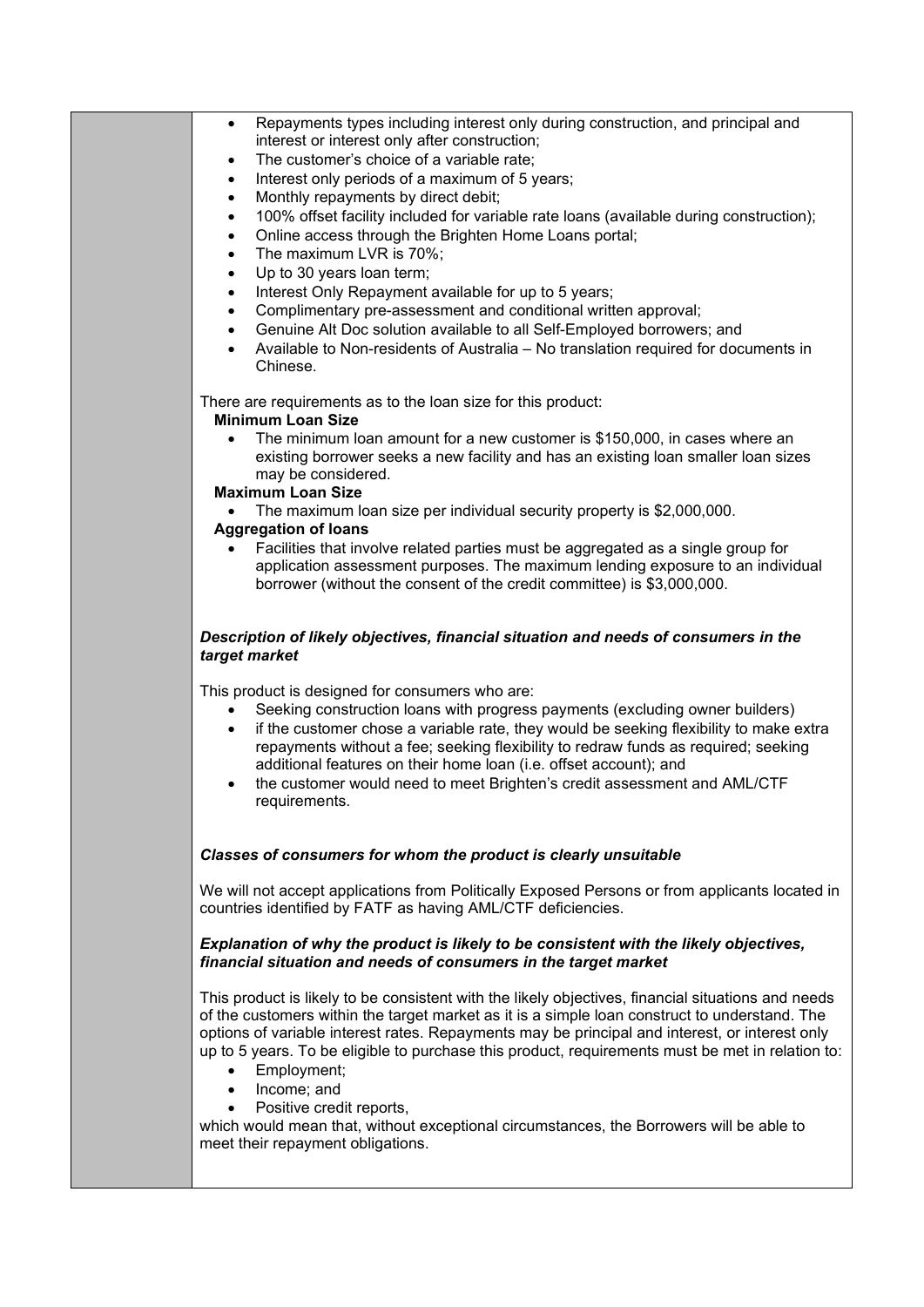- Repayments types including interest only during construction, and principal and interest or interest only after construction;
- The customer's choice of a variable rate;
- Interest only periods of a maximum of 5 years;
- Monthly repayments by direct debit;
- 100% offset facility included for variable rate loans (available during construction);
- Online access through the Brighten Home Loans portal;
- The maximum LVR is 70%;
- Up to 30 years loan term;
- Interest Only Repayment available for up to 5 years;
- Complimentary pre-assessment and conditional written approval;
- Genuine Alt Doc solution available to all Self-Employed borrowers; and
- Available to Non-residents of Australia – No translation required for documents in Chinese.

There are requirements as to the loan size for this product:

**Minimum Loan Size**

- The minimum loan amount for a new customer is $150,000, in cases where an existing borrower seeks a new facility and has an existing loan smaller loan sizes may be considered.

**Maximum Loan Size**

- The maximum loan size per individual security property is $2,000,000.

**Aggregation of loans**

- Facilities that involve related parties must be aggregated as a single group for application assessment purposes. The maximum lending exposure to an individual borrower (without the consent of the credit committee) is $3,000,000.

***Description of likely objectives, financial situation and needs of consumers in the target market***

This product is designed for consumers who are:

- Seeking construction loans with progress payments (excluding owner builders)
- if the customer chose a variable rate, they would be seeking flexibility to make extra repayments without a fee; seeking flexibility to redraw funds as required; seeking additional features on their home loan (i.e. offset account); and
- the customer would need to meet Brighten's credit assessment and AML/CTF requirements.

***Classes of consumers for whom the product is clearly unsuitable***

We will not accept applications from Politically Exposed Persons or from applicants located in countries identified by FATF as having AML/CTF deficiencies.

***Explanation of why the product is likely to be consistent with the likely objectives, financial situation and needs of consumers in the target market***

This product is likely to be consistent with the likely objectives, financial situations and needs of the customers within the target market as it is a simple loan construct to understand. The options of variable interest rates. Repayments may be principal and interest, or interest only up to 5 years. To be eligible to purchase this product, requirements must be met in relation to:

- Employment;
- Income; and
- Positive credit reports,

which would mean that, without exceptional circumstances, the Borrowers will be able to meet their repayment obligations.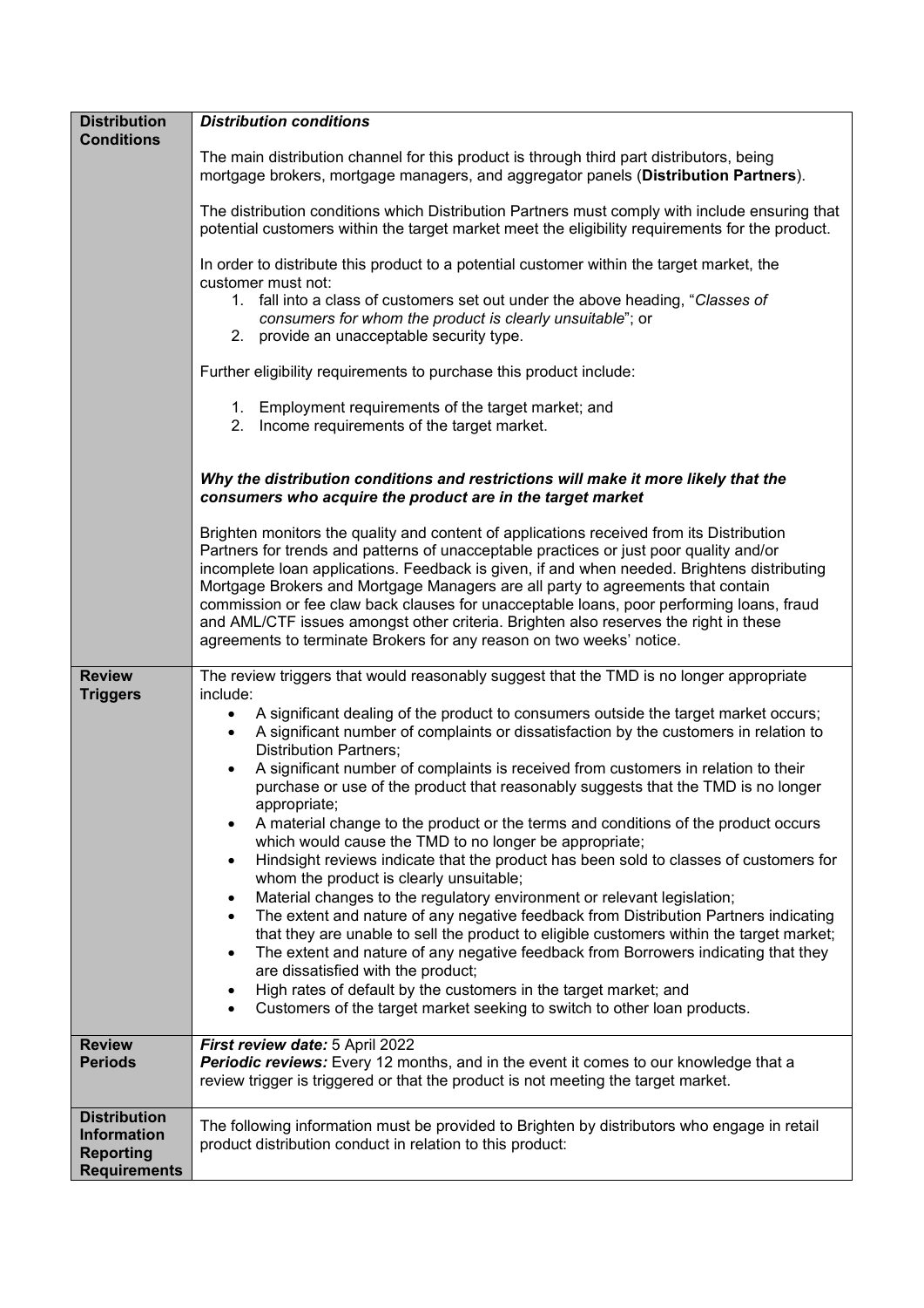| | |
|---|---|
| **Distribution Conditions** | ***Distribution conditions***<br><br>The main distribution channel for this product is through third part distributors, being mortgage brokers, mortgage managers, and aggregator panels (**Distribution Partners**).<br><br>The distribution conditions which Distribution Partners must comply with include ensuring that potential customers within the target market meet the eligibility requirements for the product.<br><br>In order to distribute this product to a potential customer within the target market, the customer must not:<br>1. fall into a class of customers set out under the above heading, "*Classes of consumers for whom the product is clearly unsuitable*"; or<br>2. provide an unacceptable security type.<br><br>Further eligibility requirements to purchase this product include:<br>1. Employment requirements of the target market; and<br>2. Income requirements of the target market.<br><br>***Why the distribution conditions and restrictions will make it more likely that the consumers who acquire the product are in the target market***<br><br>Brighten monitors the quality and content of applications received from its Distribution Partners for trends and patterns of unacceptable practices or just poor quality and/or incomplete loan applications. Feedback is given, if and when needed. Brightens distributing Mortgage Brokers and Mortgage Managers are all party to agreements that contain commission or fee claw back clauses for unacceptable loans, poor performing loans, fraud and AML/CTF issues amongst other criteria. Brighten also reserves the right in these agreements to terminate Brokers for any reason on two weeks' notice. |
| **Review Triggers** | The review triggers that would reasonably suggest that the TMD is no longer appropriate include:<br>• A significant dealing of the product to consumers outside the target market occurs;<br>• A significant number of complaints or dissatisfaction by the customers in relation to Distribution Partners;<br>• A significant number of complaints is received from customers in relation to their purchase or use of the product that reasonably suggests that the TMD is no longer appropriate;<br>• A material change to the product or the terms and conditions of the product occurs which would cause the TMD to no longer be appropriate;<br>• Hindsight reviews indicate that the product has been sold to classes of customers for whom the product is clearly unsuitable;<br>• Material changes to the regulatory environment or relevant legislation;<br>• The extent and nature of any negative feedback from Distribution Partners indicating that they are unable to sell the product to eligible customers within the target market;<br>• The extent and nature of any negative feedback from Borrowers indicating that they are dissatisfied with the product;<br>• High rates of default by the customers in the target market; and<br>• Customers of the target market seeking to switch to other loan products. |
| **Review Periods** | ***First review date:*** 5 April 2022<br>***Periodic reviews:*** Every 12 months, and in the event it comes to our knowledge that a review trigger is triggered or that the product is not meeting the target market. |
| **Distribution Information Reporting Requirements** | The following information must be provided to Brighten by distributors who engage in retail product distribution conduct in relation to this product: |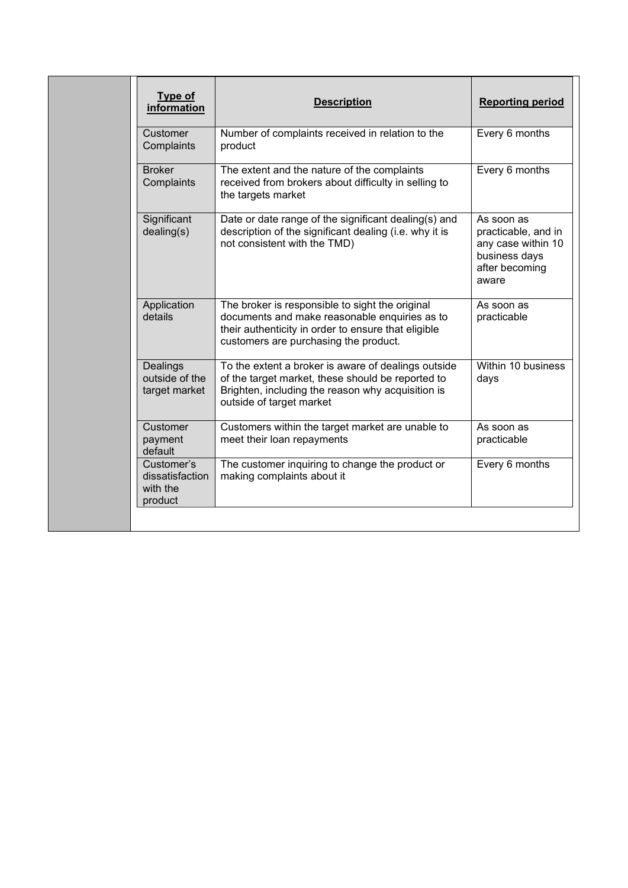| Type of information | Description | Reporting period |
| --- | --- | --- |
| Customer Complaints | Number of complaints received in relation to the product | Every 6 months |
| Broker Complaints | The extent and the nature of the complaints received from brokers about difficulty in selling to the targets market | Every 6 months |
| Significant dealing(s) | Date or date range of the significant dealing(s) and description of the significant dealing (i.e. why it is not consistent with the TMD) | As soon as practicable, and in any case within 10 business days after becoming aware |
| Application details | The broker is responsible to sight the original documents and make reasonable enquiries as to their authenticity in order to ensure that eligible customers are purchasing the product. | As soon as practicable |
| Dealings outside of the target market | To the extent a broker is aware of dealings outside of the target market, these should be reported to Brighten, including the reason why acquisition is outside of target market | Within 10 business days |
| Customer payment default | Customers within the target market are unable to meet their loan repayments | As soon as practicable |
| Customer's dissatisfaction with the product | The customer inquiring to change the product or making complaints about it | Every 6 months |